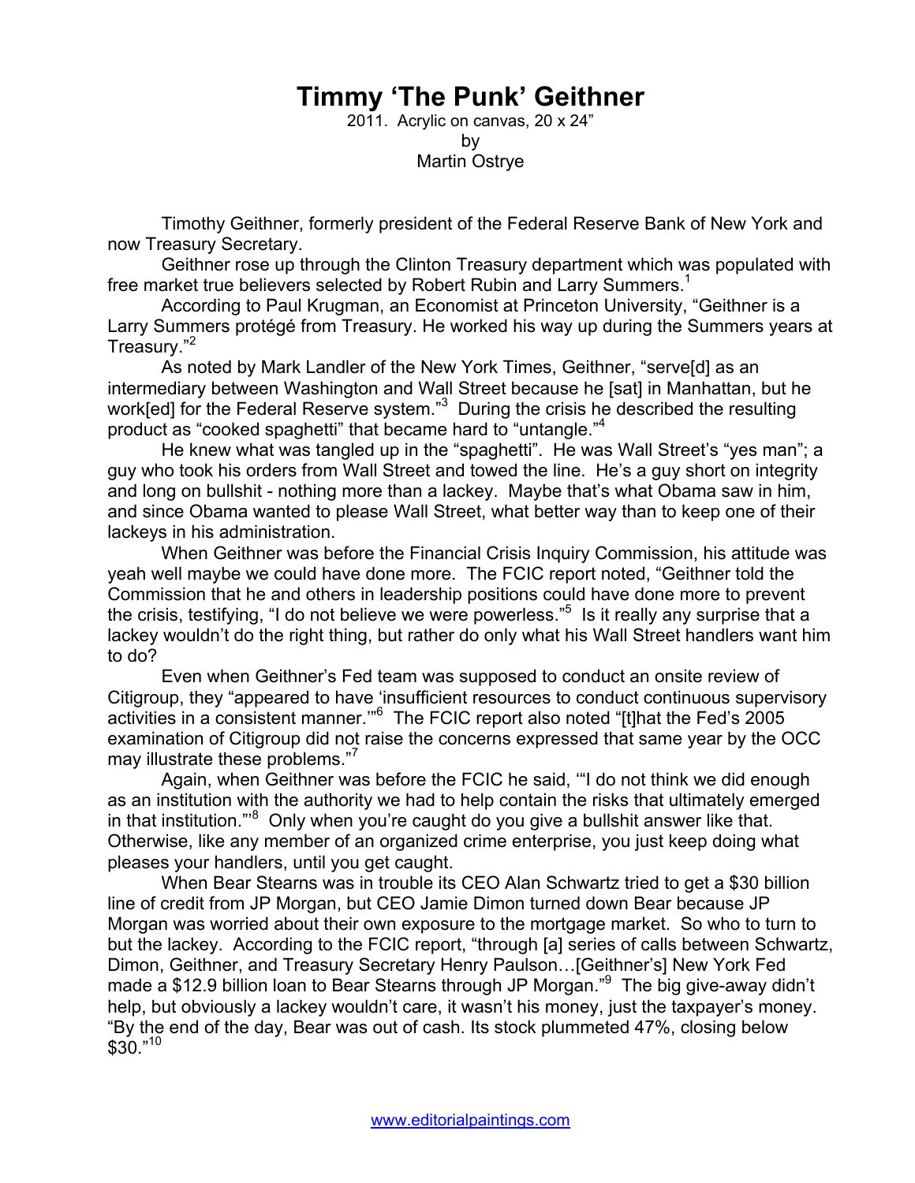# Timmy 'The Punk' Geithner

2011. Acrylic on canvas, 20 x 24"
by
Martin Ostrye

Timothy Geithner, formerly president of the Federal Reserve Bank of New York and now Treasury Secretary.

Geithner rose up through the Clinton Treasury department which was populated with free market true believers selected by Robert Rubin and Larry Summers.[1]

According to Paul Krugman, an Economist at Princeton University, "Geithner is a Larry Summers protégé from Treasury. He worked his way up during the Summers years at Treasury."[2]

As noted by Mark Landler of the New York Times, Geithner, "serve[d] as an intermediary between Washington and Wall Street because he [sat] in Manhattan, but he work[ed] for the Federal Reserve system."[3] During the crisis he described the resulting product as "cooked spaghetti" that became hard to "untangle."[4]

He knew what was tangled up in the "spaghetti". He was Wall Street's "yes man"; a guy who took his orders from Wall Street and towed the line. He's a guy short on integrity and long on bullshit - nothing more than a lackey. Maybe that's what Obama saw in him, and since Obama wanted to please Wall Street, what better way than to keep one of their lackeys in his administration.

When Geithner was before the Financial Crisis Inquiry Commission, his attitude was yeah well maybe we could have done more. The FCIC report noted, "Geithner told the Commission that he and others in leadership positions could have done more to prevent the crisis, testifying, "I do not believe we were powerless."[5] Is it really any surprise that a lackey wouldn't do the right thing, but rather do only what his Wall Street handlers want him to do?

Even when Geithner's Fed team was supposed to conduct an onsite review of Citigroup, they "appeared to have 'insufficient resources to conduct continuous supervisory activities in a consistent manner.'"[6] The FCIC report also noted "[t]hat the Fed's 2005 examination of Citigroup did not raise the concerns expressed that same year by the OCC may illustrate these problems."[7]

Again, when Geithner was before the FCIC he said, '"I do not think we did enough as an institution with the authority we had to help contain the risks that ultimately emerged in that institution."'[8] Only when you're caught do you give a bullshit answer like that. Otherwise, like any member of an organized crime enterprise, you just keep doing what pleases your handlers, until you get caught.

When Bear Stearns was in trouble its CEO Alan Schwartz tried to get a $30 billion line of credit from JP Morgan, but CEO Jamie Dimon turned down Bear because JP Morgan was worried about their own exposure to the mortgage market. So who to turn to but the lackey. According to the FCIC report, "through [a] series of calls between Schwartz, Dimon, Geithner, and Treasury Secretary Henry Paulson…[Geithner's] New York Fed made a $12.9 billion loan to Bear Stearns through JP Morgan."[9] The big give-away didn't help, but obviously a lackey wouldn't care, it wasn't his money, just the taxpayer's money. "By the end of the day, Bear was out of cash. Its stock plummeted 47%, closing below $30."[10]

www.editorialpaintings.com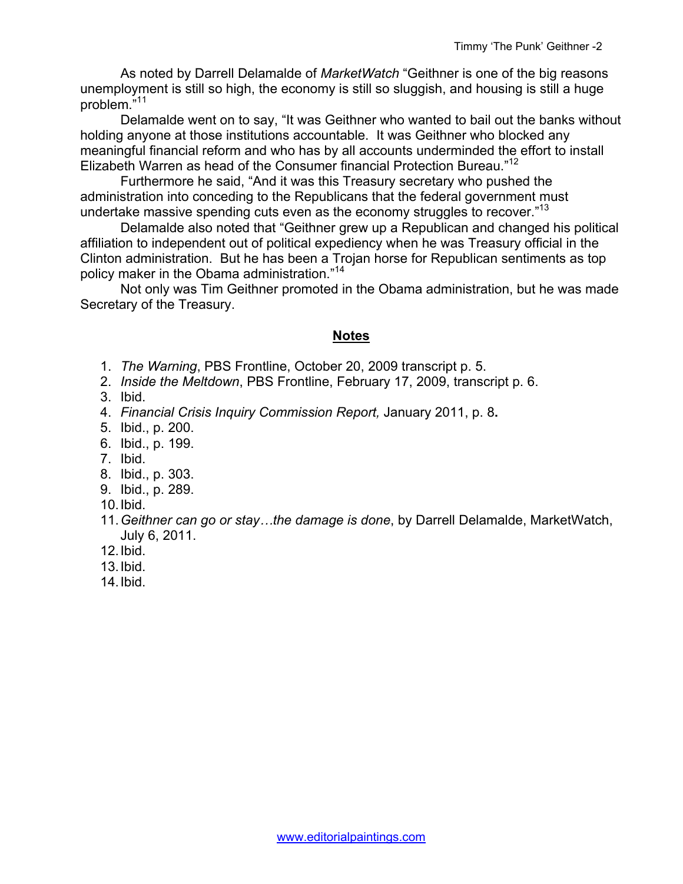As noted by Darrell Delamalde of *MarketWatch* "Geithner is one of the big reasons unemployment is still so high, the economy is still so sluggish, and housing is still a huge problem."[11]

Delamalde went on to say, "It was Geithner who wanted to bail out the banks without holding anyone at those institutions accountable. It was Geithner who blocked any meaningful financial reform and who has by all accounts underminded the effort to install Elizabeth Warren as head of the Consumer financial Protection Bureau."[12]

Furthermore he said, "And it was this Treasury secretary who pushed the administration into conceding to the Republicans that the federal government must undertake massive spending cuts even as the economy struggles to recover."[13]

Delamalde also noted that "Geithner grew up a Republican and changed his political affiliation to independent out of political expediency when he was Treasury official in the Clinton administration. But he has been a Trojan horse for Republican sentiments as top policy maker in the Obama administration."[14]

Not only was Tim Geithner promoted in the Obama administration, but he was made Secretary of the Treasury.

## Notes

1. *The Warning*, PBS Frontline, October 20, 2009 transcript p. 5.
2. *Inside the Meltdown*, PBS Frontline, February 17, 2009, transcript p. 6.
3. Ibid.
4. *Financial Crisis Inquiry Commission Report,* January 2011, p. 8**.**
5. Ibid., p. 200.
6. Ibid., p. 199.
7. Ibid.
8. Ibid., p. 303.
9. Ibid., p. 289.
10. Ibid.
11. *Geithner can go or stay…the damage is done*, by Darrell Delamalde, MarketWatch, July 6, 2011.
12. Ibid.
13. Ibid.
14. Ibid.

www.editorialpaintings.com